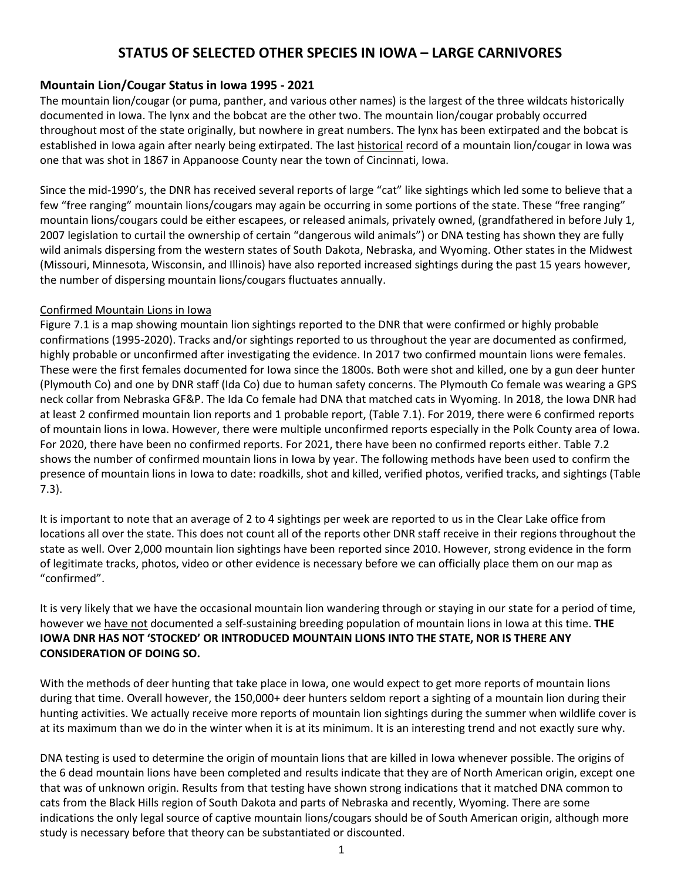# STATUS OF SELECTED OTHER SPECIES IN IOWA – LARGE CARNIVORES

## Mountain Lion/Cougar Status in Iowa 1995 - 2021

The mountain lion/cougar (or puma, panther, and various other names) is the largest of the three wildcats historically documented in Iowa. The lynx and the bobcat are the other two. The mountain lion/cougar probably occurred throughout most of the state originally, but nowhere in great numbers. The lynx has been extirpated and the bobcat is established in Iowa again after nearly being extirpated. The last historical record of a mountain lion/cougar in Iowa was one that was shot in 1867 in Appanoose County near the town of Cincinnati, Iowa.

Since the mid-1990's, the DNR has received several reports of large "cat" like sightings which led some to believe that a few "free ranging" mountain lions/cougars may again be occurring in some portions of the state. These "free ranging" mountain lions/cougars could be either escapees, or released animals, privately owned, (grandfathered in before July 1, 2007 legislation to curtail the ownership of certain "dangerous wild animals") or DNA testing has shown they are fully wild animals dispersing from the western states of South Dakota, Nebraska, and Wyoming. Other states in the Midwest (Missouri, Minnesota, Wisconsin, and Illinois) have also reported increased sightings during the past 15 years however, the number of dispersing mountain lions/cougars fluctuates annually.

### Confirmed Mountain Lions in Iowa

Figure 7.1 is a map showing mountain lion sightings reported to the DNR that were confirmed or highly probable confirmations (1995-2020). Tracks and/or sightings reported to us throughout the year are documented as confirmed, highly probable or unconfirmed after investigating the evidence. In 2017 two confirmed mountain lions were females. These were the first females documented for Iowa since the 1800s. Both were shot and killed, one by a gun deer hunter (Plymouth Co) and one by DNR staff (Ida Co) due to human safety concerns. The Plymouth Co female was wearing a GPS neck collar from Nebraska GF&P. The Ida Co female had DNA that matched cats in Wyoming. In 2018, the Iowa DNR had at least 2 confirmed mountain lion reports and 1 probable report, (Table 7.1). For 2019, there were 6 confirmed reports of mountain lions in Iowa. However, there were multiple unconfirmed reports especially in the Polk County area of Iowa. For 2020, there have been no confirmed reports. For 2021, there have been no confirmed reports either. Table 7.2 shows the number of confirmed mountain lions in Iowa by year. The following methods have been used to confirm the presence of mountain lions in Iowa to date: roadkills, shot and killed, verified photos, verified tracks, and sightings (Table 7.3).

It is important to note that an average of 2 to 4 sightings per week are reported to us in the Clear Lake office from locations all over the state. This does not count all of the reports other DNR staff receive in their regions throughout the state as well. Over 2,000 mountain lion sightings have been reported since 2010. However, strong evidence in the form of legitimate tracks, photos, video or other evidence is necessary before we can officially place them on our map as "confirmed".

It is very likely that we have the occasional mountain lion wandering through or staying in our state for a period of time, however we have not documented a self-sustaining breeding population of mountain lions in Iowa at this time. **THE IOWA DNR HAS NOT 'STOCKED' OR INTRODUCED MOUNTAIN LIONS INTO THE STATE, NOR IS THERE ANY CONSIDERATION OF DOING SO.**

With the methods of deer hunting that take place in Iowa, one would expect to get more reports of mountain lions during that time. Overall however, the 150,000+ deer hunters seldom report a sighting of a mountain lion during their hunting activities. We actually receive more reports of mountain lion sightings during the summer when wildlife cover is at its maximum than we do in the winter when it is at its minimum. It is an interesting trend and not exactly sure why.

DNA testing is used to determine the origin of mountain lions that are killed in Iowa whenever possible. The origins of the 6 dead mountain lions have been completed and results indicate that they are of North American origin, except one that was of unknown origin. Results from that testing have shown strong indications that it matched DNA common to cats from the Black Hills region of South Dakota and parts of Nebraska and recently, Wyoming. There are some indications the only legal source of captive mountain lions/cougars should be of South American origin, although more study is necessary before that theory can be substantiated or discounted.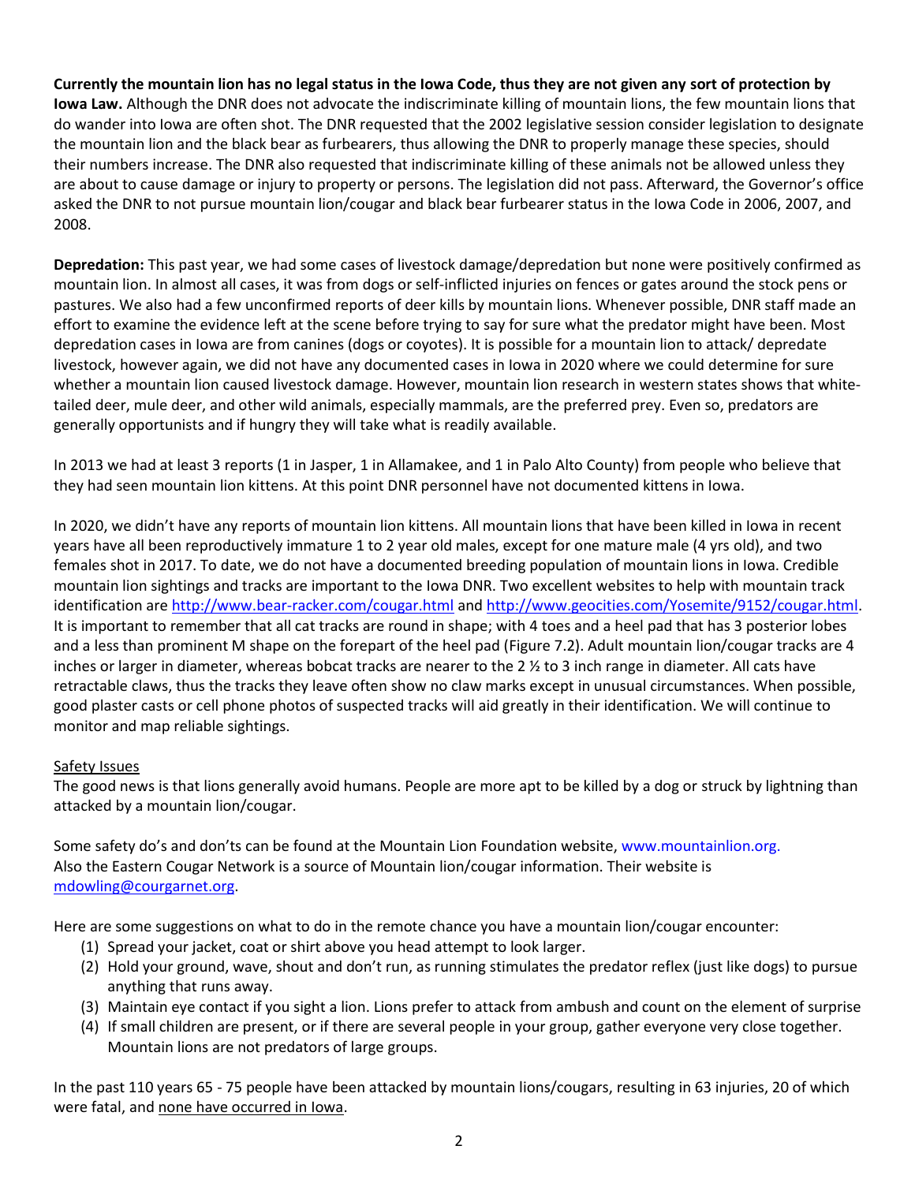**Currently the mountain lion has no legal status in the Iowa Code, thus they are not given any sort of protection by Iowa Law.** Although the DNR does not advocate the indiscriminate killing of mountain lions, the few mountain lions that do wander into Iowa are often shot. The DNR requested that the 2002 legislative session consider legislation to designate the mountain lion and the black bear as furbearers, thus allowing the DNR to properly manage these species, should their numbers increase. The DNR also requested that indiscriminate killing of these animals not be allowed unless they are about to cause damage or injury to property or persons. The legislation did not pass. Afterward, the Governor's office asked the DNR to not pursue mountain lion/cougar and black bear furbearer status in the Iowa Code in 2006, 2007, and 2008.

**Depredation:** This past year, we had some cases of livestock damage/depredation but none were positively confirmed as mountain lion. In almost all cases, it was from dogs or self-inflicted injuries on fences or gates around the stock pens or pastures. We also had a few unconfirmed reports of deer kills by mountain lions. Whenever possible, DNR staff made an effort to examine the evidence left at the scene before trying to say for sure what the predator might have been. Most depredation cases in Iowa are from canines (dogs or coyotes). It is possible for a mountain lion to attack/ depredate livestock, however again, we did not have any documented cases in Iowa in 2020 where we could determine for sure whether a mountain lion caused livestock damage. However, mountain lion research in western states shows that white-tailed deer, mule deer, and other wild animals, especially mammals, are the preferred prey. Even so, predators are generally opportunists and if hungry they will take what is readily available.

In 2013 we had at least 3 reports (1 in Jasper, 1 in Allamakee, and 1 in Palo Alto County) from people who believe that they had seen mountain lion kittens. At this point DNR personnel have not documented kittens in Iowa.

In 2020, we didn't have any reports of mountain lion kittens. All mountain lions that have been killed in Iowa in recent years have all been reproductively immature 1 to 2 year old males, except for one mature male (4 yrs old), and two females shot in 2017. To date, we do not have a documented breeding population of mountain lions in Iowa. Credible mountain lion sightings and tracks are important to the Iowa DNR. Two excellent websites to help with mountain track identification are http://www.bear-racker.com/cougar.html and http://www.geocities.com/Yosemite/9152/cougar.html. It is important to remember that all cat tracks are round in shape; with 4 toes and a heel pad that has 3 posterior lobes and a less than prominent M shape on the forepart of the heel pad (Figure 7.2). Adult mountain lion/cougar tracks are 4 inches or larger in diameter, whereas bobcat tracks are nearer to the 2 ½ to 3 inch range in diameter. All cats have retractable claws, thus the tracks they leave often show no claw marks except in unusual circumstances. When possible, good plaster casts or cell phone photos of suspected tracks will aid greatly in their identification. We will continue to monitor and map reliable sightings.

Safety Issues

The good news is that lions generally avoid humans. People are more apt to be killed by a dog or struck by lightning than attacked by a mountain lion/cougar.

Some safety do's and don'ts can be found at the Mountain Lion Foundation website, www.mountainlion.org.
Also the Eastern Cougar Network is a source of Mountain lion/cougar information. Their website is mdowling@courgarnet.org.

Here are some suggestions on what to do in the remote chance you have a mountain lion/cougar encounter:

(1) Spread your jacket, coat or shirt above you head attempt to look larger.
(2) Hold your ground, wave, shout and don't run, as running stimulates the predator reflex (just like dogs) to pursue anything that runs away.
(3) Maintain eye contact if you sight a lion. Lions prefer to attack from ambush and count on the element of surprise
(4) If small children are present, or if there are several people in your group, gather everyone very close together. Mountain lions are not predators of large groups.

In the past 110 years 65 - 75 people have been attacked by mountain lions/cougars, resulting in 63 injuries, 20 of which were fatal, and none have occurred in Iowa.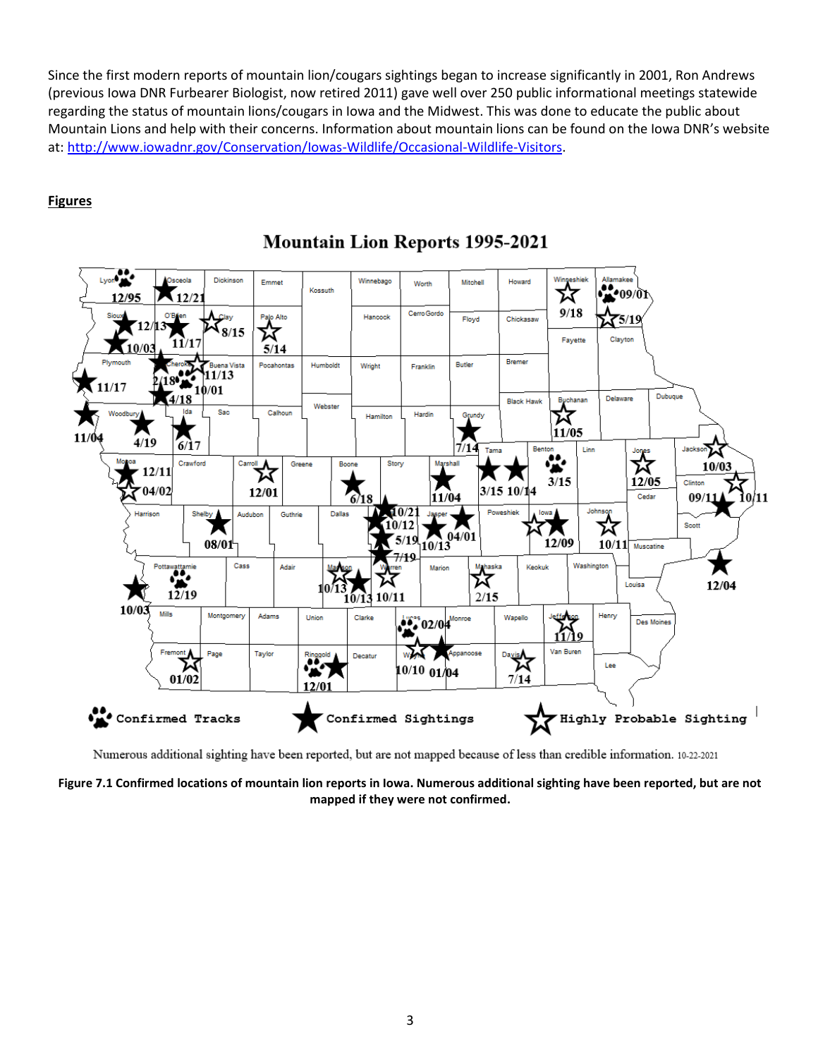Since the first modern reports of mountain lion/cougars sightings began to increase significantly in 2001, Ron Andrews (previous Iowa DNR Furbearer Biologist, now retired 2011) gave well over 250 public informational meetings statewide regarding the status of mountain lions/cougars in Iowa and the Midwest. This was done to educate the public about Mountain Lions and help with their concerns. Information about mountain lions can be found on the Iowa DNR's website at: [http://www.iowadnr.gov/Conservation/Iowas-Wildlife/Occasional-Wildlife-Visitors](http://www.iowadnr.gov/Conservation/Iowas-Wildlife/Occasional-Wildlife-Visitors).

**Figures**

**Mountain Lion Reports 1995-2021**

Confirmed Tracks — Confirmed Sightings — Highly Probable Sighting

Numerous additional sighting have been reported, but are not mapped because of less than credible information. 10-22-2021

**Figure 7.1 Confirmed locations of mountain lion reports in Iowa. Numerous additional sighting have been reported, but are not mapped if they were not confirmed.**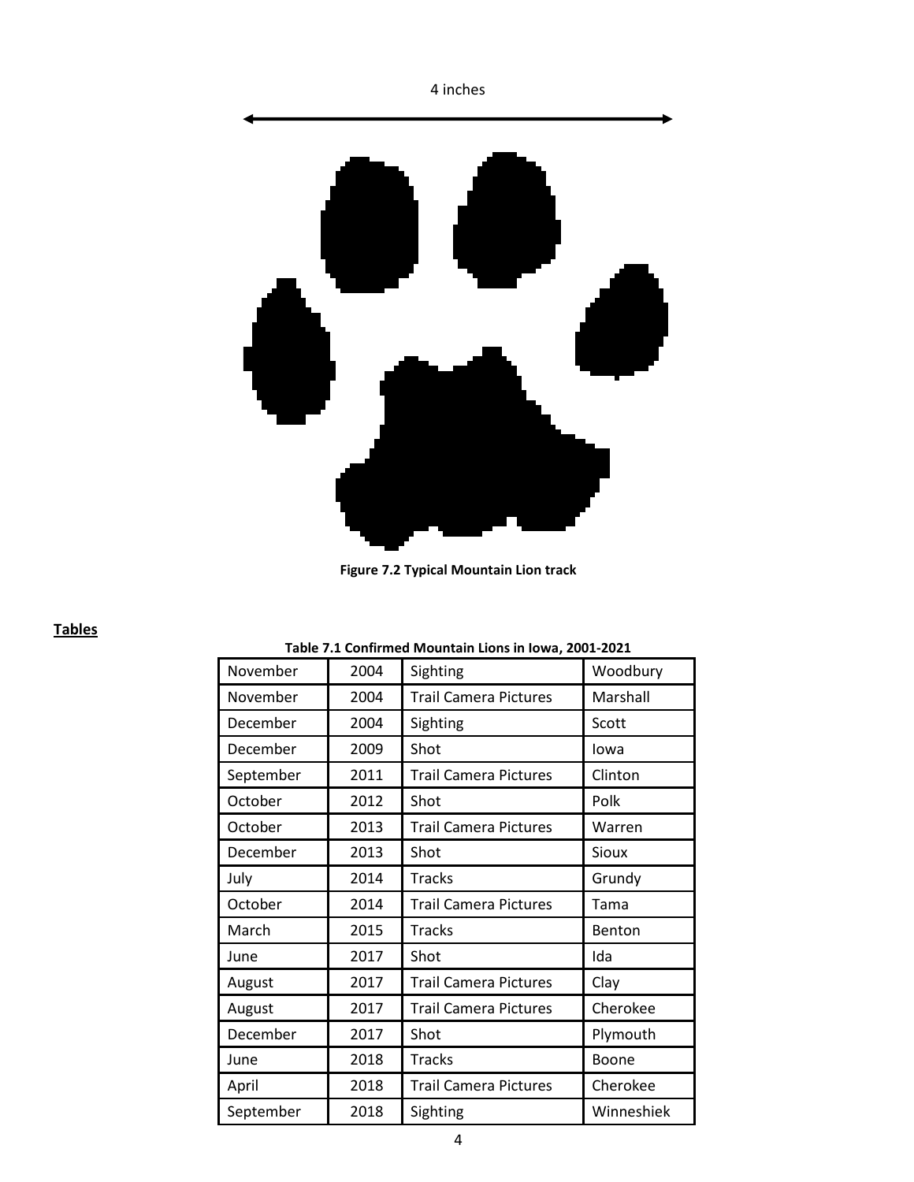4 inches

**Figure 7.2 Typical Mountain Lion track**

**Tables**

**Table 7.1 Confirmed Mountain Lions in Iowa, 2001-2021**

| | | | |
|---|---|---|---|
| November | 2004 | Sighting | Woodbury |
| November | 2004 | Trail Camera Pictures | Marshall |
| December | 2004 | Sighting | Scott |
| December | 2009 | Shot | Iowa |
| September | 2011 | Trail Camera Pictures | Clinton |
| October | 2012 | Shot | Polk |
| October | 2013 | Trail Camera Pictures | Warren |
| December | 2013 | Shot | Sioux |
| July | 2014 | Tracks | Grundy |
| October | 2014 | Trail Camera Pictures | Tama |
| March | 2015 | Tracks | Benton |
| June | 2017 | Shot | Ida |
| August | 2017 | Trail Camera Pictures | Clay |
| August | 2017 | Trail Camera Pictures | Cherokee |
| December | 2017 | Shot | Plymouth |
| June | 2018 | Tracks | Boone |
| April | 2018 | Trail Camera Pictures | Cherokee |
| September | 2018 | Sighting | Winneshiek |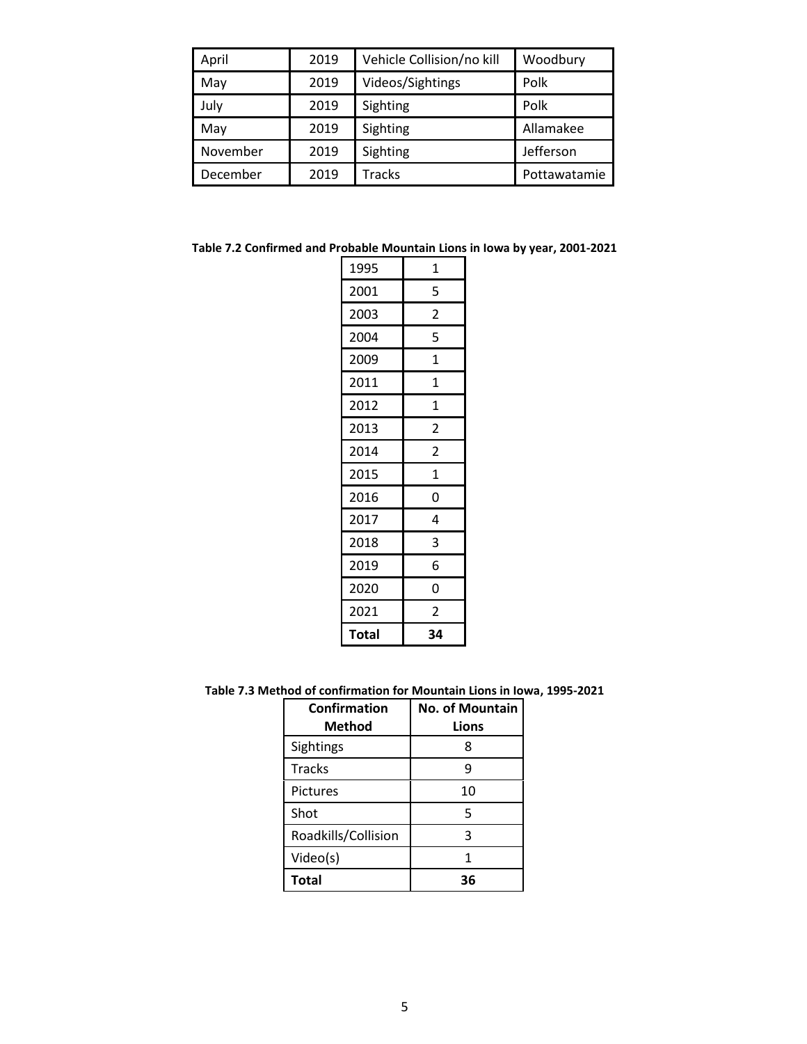| | | | |
|---|---|---|---|
| April | 2019 | Vehicle Collision/no kill | Woodbury |
| May | 2019 | Videos/Sightings | Polk |
| July | 2019 | Sighting | Polk |
| May | 2019 | Sighting | Allamakee |
| November | 2019 | Sighting | Jefferson |
| December | 2019 | Tracks | Pottawatamie |

**Table 7.2 Confirmed and Probable Mountain Lions in Iowa by year, 2001-2021**

| | |
|---|---|
| 1995 | 1 |
| 2001 | 5 |
| 2003 | 2 |
| 2004 | 5 |
| 2009 | 1 |
| 2011 | 1 |
| 2012 | 1 |
| 2013 | 2 |
| 2014 | 2 |
| 2015 | 1 |
| 2016 | 0 |
| 2017 | 4 |
| 2018 | 3 |
| 2019 | 6 |
| 2020 | 0 |
| 2021 | 2 |
| **Total** | **34** |

**Table 7.3 Method of confirmation for Mountain Lions in Iowa, 1995-2021**

| Confirmation Method | No. of Mountain Lions |
|---|---|
| Sightings | 8 |
| Tracks | 9 |
| Pictures | 10 |
| Shot | 5 |
| Roadkills/Collision | 3 |
| Video(s) | 1 |
| **Total** | **36** |